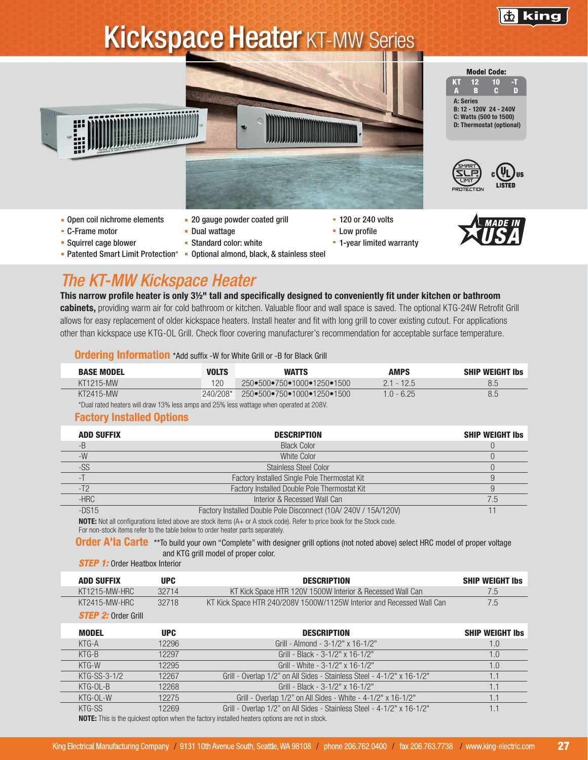# Kickspace Heater KT-MW Series

king

**Model Code:**

| KT | 12 | 10 | -T |
|---|---|---|---|
| A | B | C | D |

A: Series
B: 12 - 120V 24 - 240V
C: Watts (500 to 1500)
D: Thermostat (optional)

SMART SLP LIMIT PROTECTION

c UL us LISTED

- Open coil nichrome elements
- C-Frame motor
- Squirrel cage blower
- Patented Smart Limit Protection®
- 20 gauge powder coated grill
- Dual wattage
- Standard color: white
- Optional almond, black, & stainless steel
- 120 or 240 volts
- Low profile
- 1-year limited warranty

MADE IN USA

## The KT-MW Kickspace Heater

**This narrow profile heater is only 3½" tall and specifically designed to conveniently fit under kitchen or bathroom cabinets,** providing warm air for cold bathroom or kitchen. Valuable floor and wall space is saved. The optional KTG-24W Retrofit Grill allows for easy replacement of older kickspace heaters. Install heater and fit with long grill to cover existing cutout. For applications other than kickspace use KTG-OL Grill. Check floor covering manufacturer's recommendation for acceptable surface temperature.

### Ordering Information *Add suffix -W for White Grill or -B for Black Grill

| BASE MODEL | VOLTS | WATTS | AMPS | SHIP WEIGHT lbs |
|---|---|---|---|---|
| KT1215-MW | 120 | 250•500•750•1000•1250•1500 | 2.1 - 12.5 | 8.5 |
| KT2415-MW | 240/208* | 250•500•750•1000•1250•1500 | 1.0 - 6.25 | 8.5 |

*Dual rated heaters will draw 13% less amps and 25% less wattage when operated at 208V.

### Factory Installed Options

| ADD SUFFIX | DESCRIPTION | SHIP WEIGHT lbs |
|---|---|---|
| -B | Black Color | 0 |
| -W | White Color | 0 |
| -SS | Stainless Steel Color | 0 |
| -T | Factory Installed Single Pole Thermostat Kit | 9 |
| -T2 | Factory Installed Double Pole Thermostat Kit | 9 |
| -HRC | Interior & Recessed Wall Can | 7.5 |
| -DS15 | Factory Installed Double Pole Disconnect (10A/ 240V / 15A/120V) | 11 |

**NOTE:** Not all configurations listed above are stock items (A+ or A stock code). Refer to price book for the Stock code. For non-stock items refer to the table below to order heater parts separately.

### Order A'la Carte **To build your own "Complete" with designer grill options (not noted above) select HRC model of proper voltage and KTG grill model of proper color.

***STEP 1:*** Order Heatbox Interior

| ADD SUFFIX | UPC | DESCRIPTION | SHIP WEIGHT lbs |
|---|---|---|---|
| KT1215-MW-HRC | 32714 | KT Kick Space HTR 120V 1500W Interior & Recessed Wall Can | 7.5 |
| KT2415-MW-HRC | 32718 | KT Kick Space HTR 240/208V 1500W/1125W Interior and Recessed Wall Can | 7.5 |

***STEP 2:*** Order Grill

| MODEL | UPC | DESCRIPTION | SHIP WEIGHT lbs |
|---|---|---|---|
| KTG-A | 12296 | Grill - Almond - 3-1/2" x 16-1/2" | 1.0 |
| KTG-B | 12297 | Grill - Black - 3-1/2" x 16-1/2" | 1.0 |
| KTG-W | 12295 | Grill - White - 3-1/2" x 16-1/2" | 1.0 |
| KTG-SS-3-1/2 | 12267 | Grill - Overlap 1/2" on All Sides - Stainless Steel - 4-1/2" x 16-1/2" | 1.1 |
| KTG-OL-B | 12268 | Grill - Black - 3-1/2" x 16-1/2" | 1.1 |
| KTG-OL-W | 12275 | Grill - Overlap 1/2" on All Sides - White - 4-1/2" x 16-1/2" | 1.1 |
| KTG-SS | 12269 | Grill - Overlap 1/2" on All Sides - Stainless Steel - 4-1/2" x 16-1/2" | 1.1 |

**NOTE:** This is the quickest option when the factory installed heaters options are not in stock.

King Electrical Manufacturing Company / 9131 10th Avenue South, Seattle, WA 98108 / phone 206.762.0400 / fax 206.763.7738 / www.king-electric.com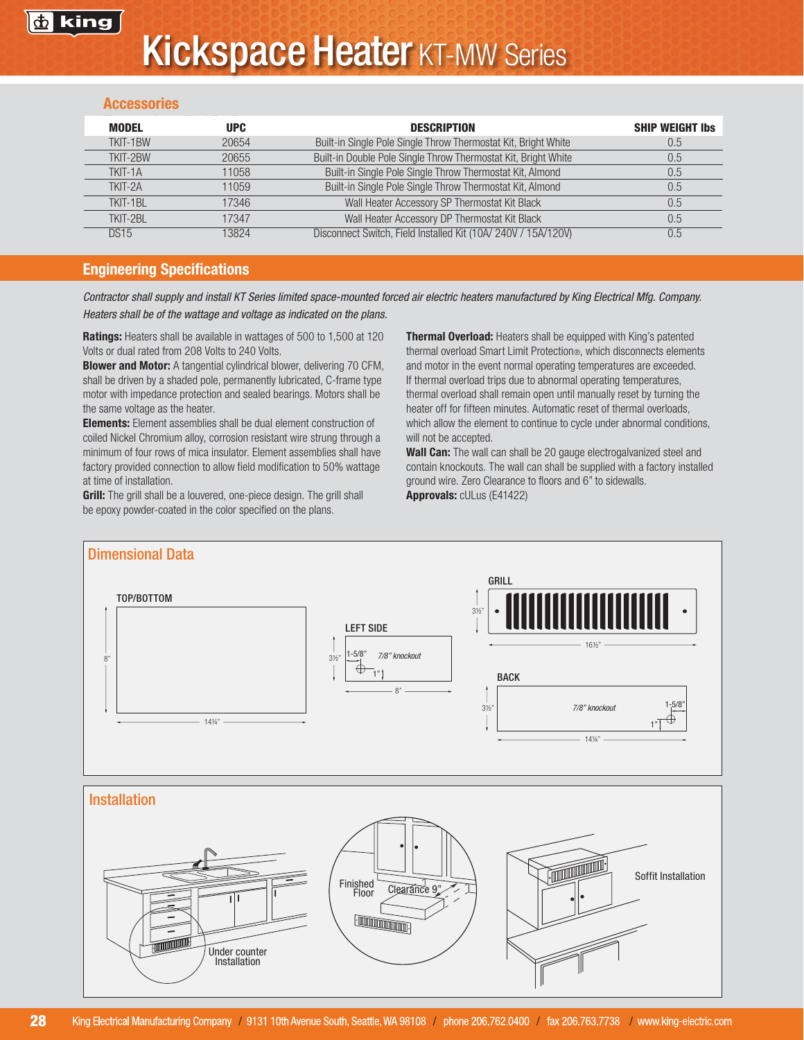# Kickspace Heater KT-MW Series

## Accessories

| MODEL | UPC | DESCRIPTION | SHIP WEIGHT lbs |
|---|---|---|---|
| TKIT-1BW | 20654 | Built-in Single Pole Single Throw Thermostat Kit, Bright White | 0.5 |
| TKIT-2BW | 20655 | Built-in Double Pole Single Throw Thermostat Kit, Bright White | 0.5 |
| TKIT-1A | 11058 | Built-in Single Pole Single Throw Thermostat Kit, Almond | 0.5 |
| TKIT-2A | 11059 | Built-in Single Pole Single Throw Thermostat Kit, Almond | 0.5 |
| TKIT-1BL | 17346 | Wall Heater Accessory SP Thermostat Kit Black | 0.5 |
| TKIT-2BL | 17347 | Wall Heater Accessory DP Thermostat Kit Black | 0.5 |
| DS15 | 13824 | Disconnect Switch, Field Installed Kit (10A/ 240V / 15A/120V) | 0.5 |

## Engineering Specifications

*Contractor shall supply and install KT Series limited space-mounted forced air electric heaters manufactured by King Electrical Mfg. Company. Heaters shall be of the wattage and voltage as indicated on the plans.*

**Ratings:** Heaters shall be available in wattages of 500 to 1,500 at 120 Volts or dual rated from 208 Volts to 240 Volts.

**Blower and Motor:** A tangential cylindrical blower, delivering 70 CFM, shall be driven by a shaded pole, permanently lubricated, C-frame type motor with impedance protection and sealed bearings. Motors shall be the same voltage as the heater.

**Elements:** Element assemblies shall be dual element construction of coiled Nickel Chromium alloy, corrosion resistant wire strung through a minimum of four rows of mica insulator. Element assemblies shall have factory provided connection to allow field modification to 50% wattage at time of installation.

**Grill:** The grill shall be a louvered, one-piece design. The grill shall be epoxy powder-coated in the color specified on the plans.

**Thermal Overload:** Heaters shall be equipped with King's patented thermal overload Smart Limit Protection®, which disconnects elements and motor in the event normal operating temperatures are exceeded. If thermal overload trips due to abnormal operating temperatures, thermal overload shall remain open until manually reset by turning the heater off for fifteen minutes. Automatic reset of thermal overloads, which allow the element to continue to cycle under abnormal conditions, will not be accepted.

**Wall Can:** The wall can shall be 20 gauge electrogalvanized steel and contain knockouts. The wall can shall be supplied with a factory installed ground wire. Zero Clearance to floors and 6" to sidewalls.

**Approvals:** cULus (E41422)

## Dimensional Data

TOP/BOTTOM
8"
14¼"

LEFT SIDE
3½"
1-5/8"
7/8" knockout
1"
8"

GRILL
3½"
16½"

BACK
3½"
7/8" knockout
1-5/8"
1"
14¼"

## Installation

Under counter Installation

Finished Floor

Clearance 9"

Soffit Installation